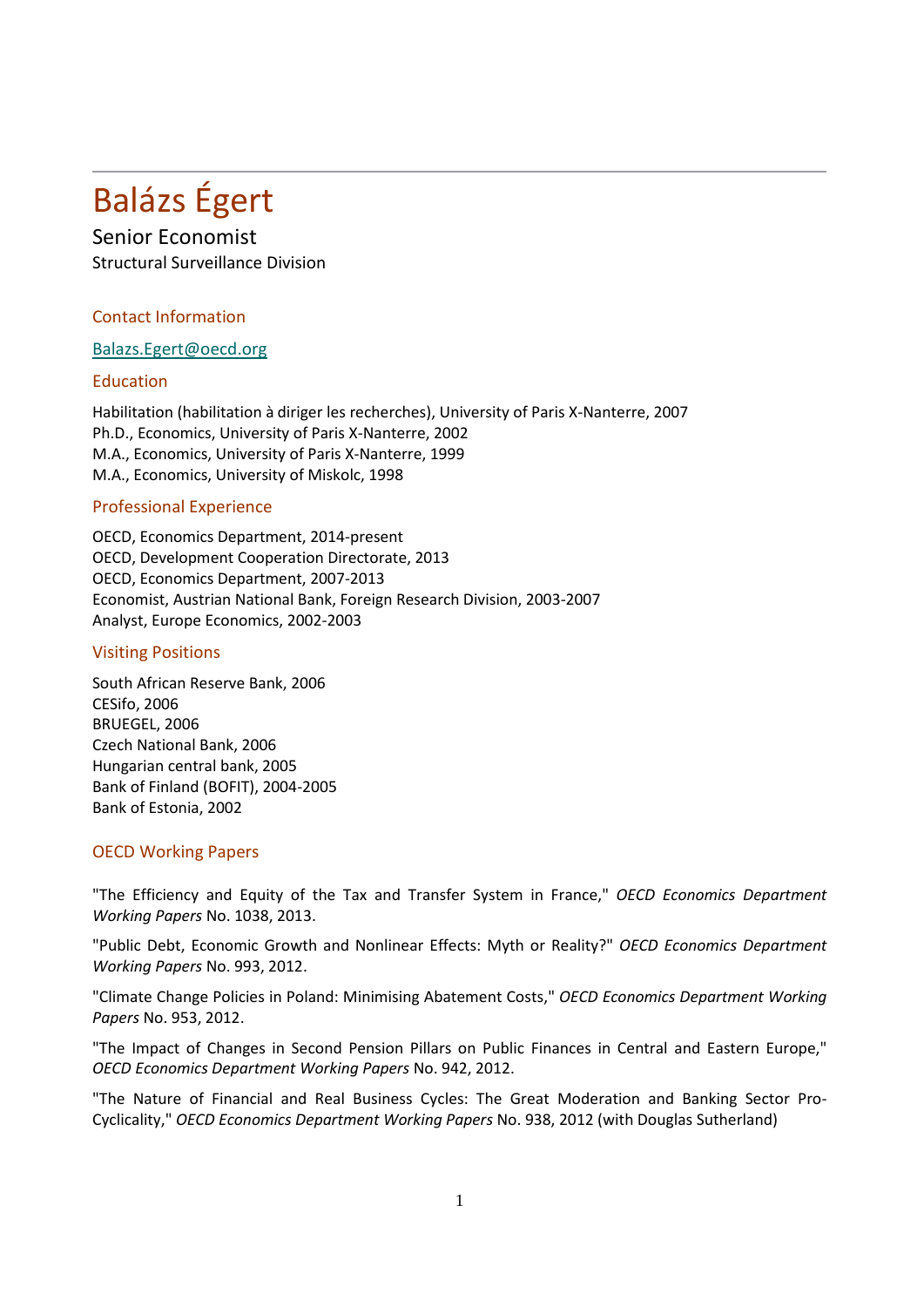# Balázs Égert

Senior Economist

Structural Surveillance Division

## Contact Information

Balazs.Egert@oecd.org

## Education

Habilitation (habilitation à diriger les recherches), University of Paris X-Nanterre, 2007
Ph.D., Economics, University of Paris X-Nanterre, 2002
M.A., Economics, University of Paris X-Nanterre, 1999
M.A., Economics, University of Miskolc, 1998

## Professional Experience

OECD, Economics Department, 2014-present
OECD, Development Cooperation Directorate, 2013
OECD, Economics Department, 2007-2013
Economist, Austrian National Bank, Foreign Research Division, 2003-2007
Analyst, Europe Economics, 2002-2003

## Visiting Positions

South African Reserve Bank, 2006
CESifo, 2006
BRUEGEL, 2006
Czech National Bank, 2006
Hungarian central bank, 2005
Bank of Finland (BOFIT), 2004-2005
Bank of Estonia, 2002

## OECD Working Papers

"The Efficiency and Equity of the Tax and Transfer System in France," *OECD Economics Department Working Papers* No. 1038, 2013.

"Public Debt, Economic Growth and Nonlinear Effects: Myth or Reality?" *OECD Economics Department Working Papers* No. 993, 2012.

"Climate Change Policies in Poland: Minimising Abatement Costs," *OECD Economics Department Working Papers* No. 953, 2012.

"The Impact of Changes in Second Pension Pillars on Public Finances in Central and Eastern Europe," *OECD Economics Department Working Papers* No. 942, 2012.

"The Nature of Financial and Real Business Cycles: The Great Moderation and Banking Sector Pro-Cyclicality," *OECD Economics Department Working Papers* No. 938, 2012 (with Douglas Sutherland)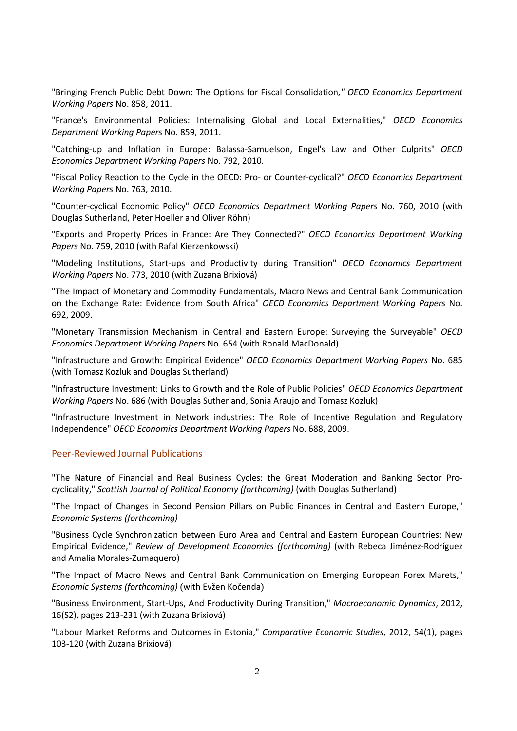"Bringing French Public Debt Down: The Options for Fiscal Consolidation*,"* *OECD Economics Department Working Papers* No. 858, 2011.

"France's Environmental Policies: Internalising Global and Local Externalities," *OECD Economics Department Working Papers* No. 859, 2011.

"Catching-up and Inflation in Europe: Balassa-Samuelson, Engel's Law and Other Culprits" *OECD Economics Department Working Papers* No. 792, 2010.

"Fiscal Policy Reaction to the Cycle in the OECD: Pro- or Counter-cyclical?" *OECD Economics Department Working Papers* No. 763, 2010.

"Counter-cyclical Economic Policy" *OECD Economics Department Working Papers* No. 760, 2010 (with Douglas Sutherland, Peter Hoeller and Oliver Röhn)

"Exports and Property Prices in France: Are They Connected?" *OECD Economics Department Working Papers* No. 759, 2010 (with Rafal Kierzenkowski)

"Modeling Institutions, Start-ups and Productivity during Transition" *OECD Economics Department Working Papers* No. 773, 2010 (with Zuzana Brixiová)

"The Impact of Monetary and Commodity Fundamentals, Macro News and Central Bank Communication on the Exchange Rate: Evidence from South Africa" *OECD Economics Department Working Papers* No. 692, 2009.

"Monetary Transmission Mechanism in Central and Eastern Europe: Surveying the Surveyable" *OECD Economics Department Working Papers* No. 654 (with Ronald MacDonald)

"Infrastructure and Growth: Empirical Evidence" *OECD Economics Department Working Papers* No. 685 (with Tomasz Kozluk and Douglas Sutherland)

"Infrastructure Investment: Links to Growth and the Role of Public Policies" *OECD Economics Department Working Papers* No. 686 (with Douglas Sutherland, Sonia Araujo and Tomasz Kozluk)

"Infrastructure Investment in Network industries: The Role of Incentive Regulation and Regulatory Independence" *OECD Economics Department Working Papers* No. 688, 2009.

## Peer-Reviewed Journal Publications

"The Nature of Financial and Real Business Cycles: the Great Moderation and Banking Sector Pro-cyclicality," *Scottish Journal of Political Economy (forthcoming)* (with Douglas Sutherland)

"The Impact of Changes in Second Pension Pillars on Public Finances in Central and Eastern Europe," *Economic Systems (forthcoming)*

"Business Cycle Synchronization between Euro Area and Central and Eastern European Countries: New Empirical Evidence," *Review of Development Economics (forthcoming)* (with Rebeca Jiménez-Rodríguez and Amalia Morales-Zumaquero)

"The Impact of Macro News and Central Bank Communication on Emerging European Forex Marets," *Economic Systems (forthcoming)* (with Evžen Kočenda)

"Business Environment, Start-Ups, And Productivity During Transition," *Macroeconomic Dynamics*, 2012, 16(S2), pages 213-231 (with Zuzana Brixiová)

"Labour Market Reforms and Outcomes in Estonia," *Comparative Economic Studies*, 2012, 54(1), pages 103-120 (with Zuzana Brixiová)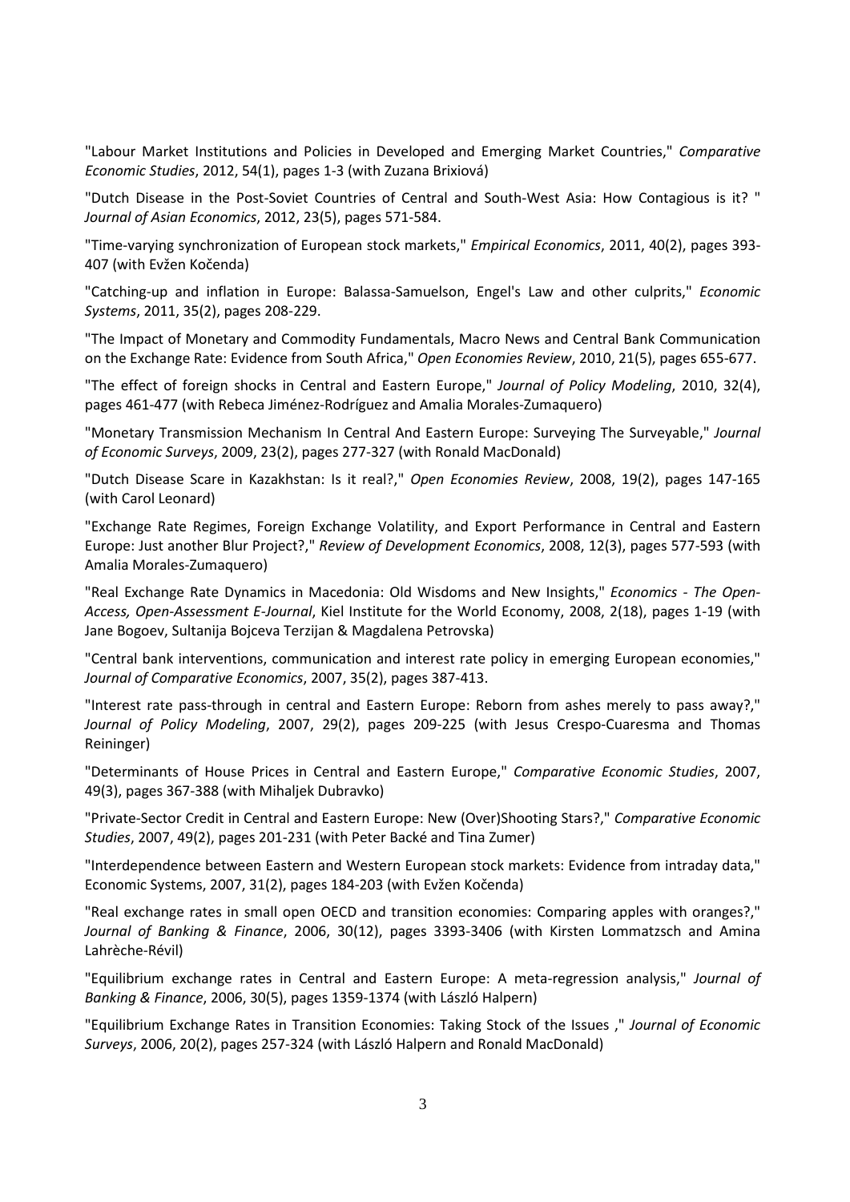"Labour Market Institutions and Policies in Developed and Emerging Market Countries," *Comparative Economic Studies*, 2012, 54(1), pages 1-3 (with Zuzana Brixiová)

"Dutch Disease in the Post-Soviet Countries of Central and South-West Asia: How Contagious is it? " *Journal of Asian Economics*, 2012, 23(5), pages 571-584.

"Time-varying synchronization of European stock markets," *Empirical Economics*, 2011, 40(2), pages 393-407 (with Evžen Kočenda)

"Catching-up and inflation in Europe: Balassa-Samuelson, Engel's Law and other culprits," *Economic Systems*, 2011, 35(2), pages 208-229.

"The Impact of Monetary and Commodity Fundamentals, Macro News and Central Bank Communication on the Exchange Rate: Evidence from South Africa," *Open Economies Review*, 2010, 21(5), pages 655-677.

"The effect of foreign shocks in Central and Eastern Europe," *Journal of Policy Modeling*, 2010, 32(4), pages 461-477 (with Rebeca Jiménez-Rodríguez and Amalia Morales-Zumaquero)

"Monetary Transmission Mechanism In Central And Eastern Europe: Surveying The Surveyable," *Journal of Economic Surveys*, 2009, 23(2), pages 277-327 (with Ronald MacDonald)

"Dutch Disease Scare in Kazakhstan: Is it real?," *Open Economies Review*, 2008, 19(2), pages 147-165 (with Carol Leonard)

"Exchange Rate Regimes, Foreign Exchange Volatility, and Export Performance in Central and Eastern Europe: Just another Blur Project?," *Review of Development Economics*, 2008, 12(3), pages 577-593 (with Amalia Morales-Zumaquero)

"Real Exchange Rate Dynamics in Macedonia: Old Wisdoms and New Insights," *Economics - The Open-Access, Open-Assessment E-Journal*, Kiel Institute for the World Economy, 2008, 2(18), pages 1-19 (with Jane Bogoev, Sultanija Bojceva Terzijan & Magdalena Petrovska)

"Central bank interventions, communication and interest rate policy in emerging European economies," *Journal of Comparative Economics*, 2007, 35(2), pages 387-413.

"Interest rate pass-through in central and Eastern Europe: Reborn from ashes merely to pass away?," *Journal of Policy Modeling*, 2007, 29(2), pages 209-225 (with Jesus Crespo-Cuaresma and Thomas Reininger)

"Determinants of House Prices in Central and Eastern Europe," *Comparative Economic Studies*, 2007, 49(3), pages 367-388 (with Mihaljek Dubravko)

"Private-Sector Credit in Central and Eastern Europe: New (Over)Shooting Stars?," *Comparative Economic Studies*, 2007, 49(2), pages 201-231 (with Peter Backé and Tina Zumer)

"Interdependence between Eastern and Western European stock markets: Evidence from intraday data," Economic Systems, 2007, 31(2), pages 184-203 (with Evžen Kočenda)

"Real exchange rates in small open OECD and transition economies: Comparing apples with oranges?," *Journal of Banking & Finance*, 2006, 30(12), pages 3393-3406 (with Kirsten Lommatzsch and Amina Lahrèche-Révil)

"Equilibrium exchange rates in Central and Eastern Europe: A meta-regression analysis," *Journal of Banking & Finance*, 2006, 30(5), pages 1359-1374 (with László Halpern)

"Equilibrium Exchange Rates in Transition Economies: Taking Stock of the Issues ," *Journal of Economic Surveys*, 2006, 20(2), pages 257-324 (with László Halpern and Ronald MacDonald)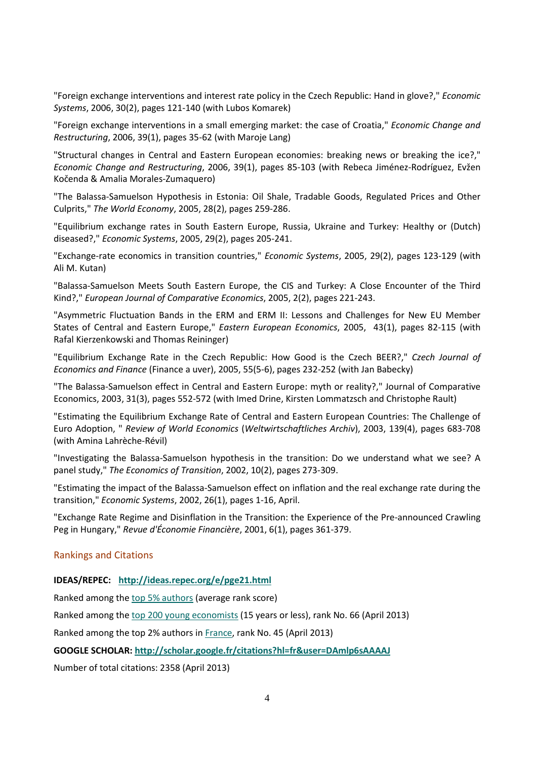"Foreign exchange interventions and interest rate policy in the Czech Republic: Hand in glove?," *Economic Systems*, 2006, 30(2), pages 121-140 (with Lubos Komarek)

"Foreign exchange interventions in a small emerging market: the case of Croatia," *Economic Change and Restructuring*, 2006, 39(1), pages 35-62 (with Maroje Lang)

"Structural changes in Central and Eastern European economies: breaking news or breaking the ice?," *Economic Change and Restructuring*, 2006, 39(1), pages 85-103 (with Rebeca Jiménez-Rodríguez, Evžen Kočenda & Amalia Morales-Zumaquero)

"The Balassa-Samuelson Hypothesis in Estonia: Oil Shale, Tradable Goods, Regulated Prices and Other Culprits," *The World Economy*, 2005, 28(2), pages 259-286.

"Equilibrium exchange rates in South Eastern Europe, Russia, Ukraine and Turkey: Healthy or (Dutch) diseased?," *Economic Systems*, 2005, 29(2), pages 205-241.

"Exchange-rate economics in transition countries," *Economic Systems*, 2005, 29(2), pages 123-129 (with Ali M. Kutan)

"Balassa-Samuelson Meets South Eastern Europe, the CIS and Turkey: A Close Encounter of the Third Kind?," *European Journal of Comparative Economics*, 2005, 2(2), pages 221-243.

"Asymmetric Fluctuation Bands in the ERM and ERM II: Lessons and Challenges for New EU Member States of Central and Eastern Europe," *Eastern European Economics*, 2005, 43(1), pages 82-115 (with Rafal Kierzenkowski and Thomas Reininger)

"Equilibrium Exchange Rate in the Czech Republic: How Good is the Czech BEER?," *Czech Journal of Economics and Finance* (Finance a uver), 2005, 55(5-6), pages 232-252 (with Jan Babecky)

"The Balassa-Samuelson effect in Central and Eastern Europe: myth or reality?," Journal of Comparative Economics, 2003, 31(3), pages 552-572 (with Imed Drine, Kirsten Lommatzsch and Christophe Rault)

"Estimating the Equilibrium Exchange Rate of Central and Eastern European Countries: The Challenge of Euro Adoption, " *Review of World Economics* (*Weltwirtschaftliches Archiv*), 2003, 139(4), pages 683-708 (with Amina Lahrèche-Révil)

"Investigating the Balassa-Samuelson hypothesis in the transition: Do we understand what we see? A panel study," *The Economics of Transition*, 2002, 10(2), pages 273-309.

"Estimating the impact of the Balassa-Samuelson effect on inflation and the real exchange rate during the transition," *Economic Systems*, 2002, 26(1), pages 1-16, April.

"Exchange Rate Regime and Disinflation in the Transition: the Experience of the Pre-announced Crawling Peg in Hungary," *Revue d'Économie Financière*, 2001, 6(1), pages 361-379.

## Rankings and Citations

**IDEAS/REPEC: http://ideas.repec.org/e/pge21.html**

Ranked among the top 5% authors (average rank score)

Ranked among the top 200 young economists (15 years or less), rank No. 66 (April 2013)

Ranked among the top 2% authors in France, rank No. 45 (April 2013)

**GOOGLE SCHOLAR: http://scholar.google.fr/citations?hl=fr&user=DAmlp6sAAAAJ**

Number of total citations: 2358 (April 2013)